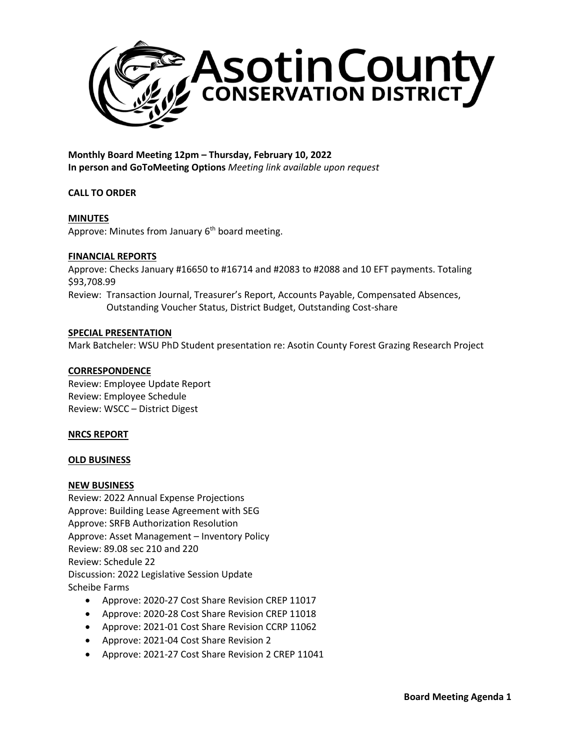# Asotin County Conservation District

**Monthly Board Meeting 12pm – Thursday, February 10, 2022**
**In person and GoToMeeting Options** *Meeting link available upon request*

**CALL TO ORDER**

**MINUTES**
Approve: Minutes from January 6th board meeting.

**FINANCIAL REPORTS**
Approve: Checks January #16650 to #16714 and #2083 to #2088 and 10 EFT payments. Totaling $93,708.99
Review: Transaction Journal, Treasurer's Report, Accounts Payable, Compensated Absences, Outstanding Voucher Status, District Budget, Outstanding Cost-share

**SPECIAL PRESENTATION**
Mark Batcheler: WSU PhD Student presentation re: Asotin County Forest Grazing Research Project

**CORRESPONDENCE**
Review: Employee Update Report
Review: Employee Schedule
Review: WSCC – District Digest

**NRCS REPORT**

**OLD BUSINESS**

**NEW BUSINESS**
Review: 2022 Annual Expense Projections
Approve: Building Lease Agreement with SEG
Approve: SRFB Authorization Resolution
Approve: Asset Management – Inventory Policy
Review: 89.08 sec 210 and 220
Review: Schedule 22
Discussion: 2022 Legislative Session Update
Scheibe Farms

- Approve: 2020-27 Cost Share Revision CREP 11017
- Approve: 2020-28 Cost Share Revision CREP 11018
- Approve: 2021-01 Cost Share Revision CCRP 11062
- Approve: 2021-04 Cost Share Revision 2
- Approve: 2021-27 Cost Share Revision 2 CREP 11041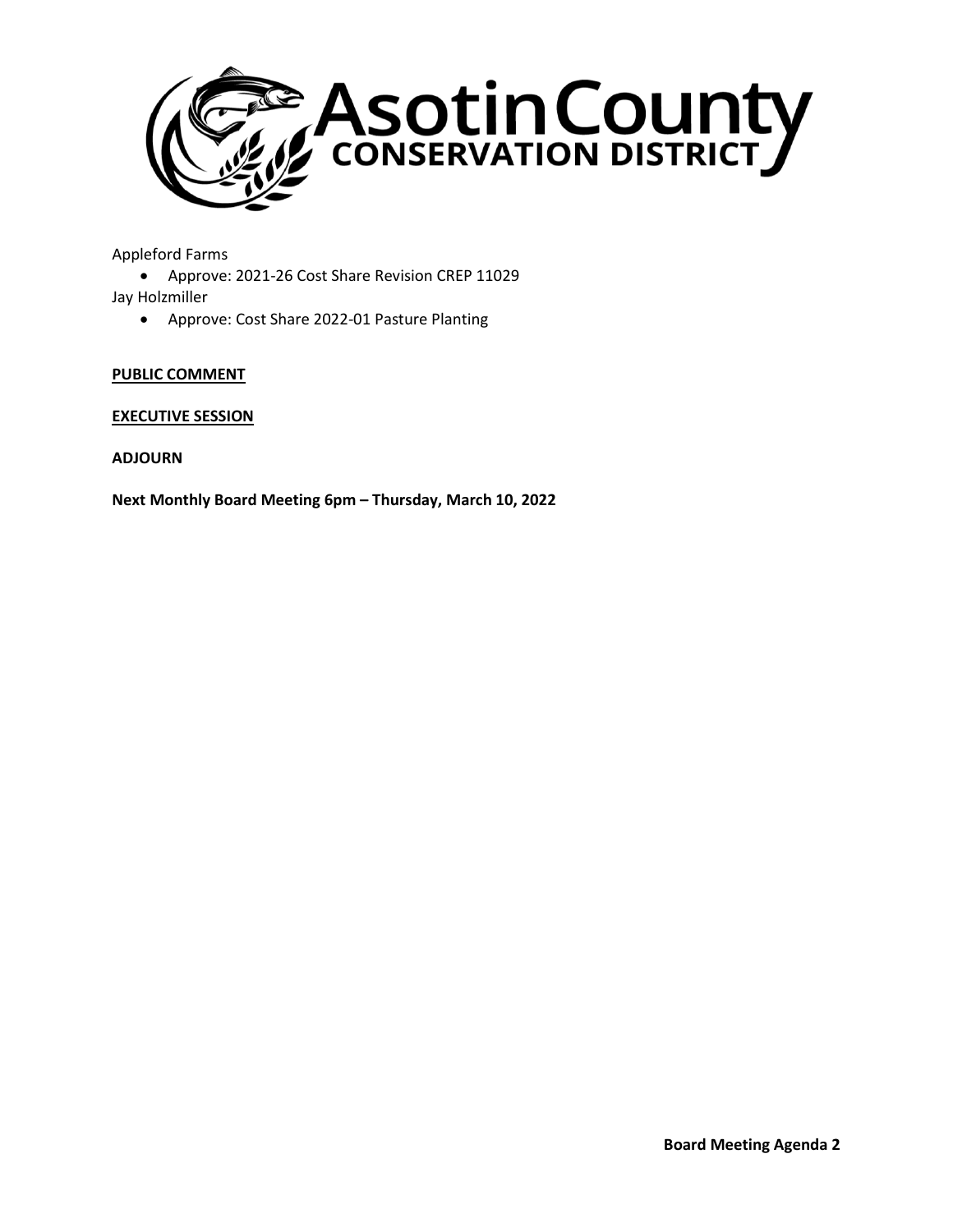Appleford Farms

- Approve: 2021-26 Cost Share Revision CREP 11029

Jay Holzmiller

- Approve: Cost Share 2022-01 Pasture Planting

**PUBLIC COMMENT**

**EXECUTIVE SESSION**

**ADJOURN**

**Next Monthly Board Meeting 6pm – Thursday, March 10, 2022**